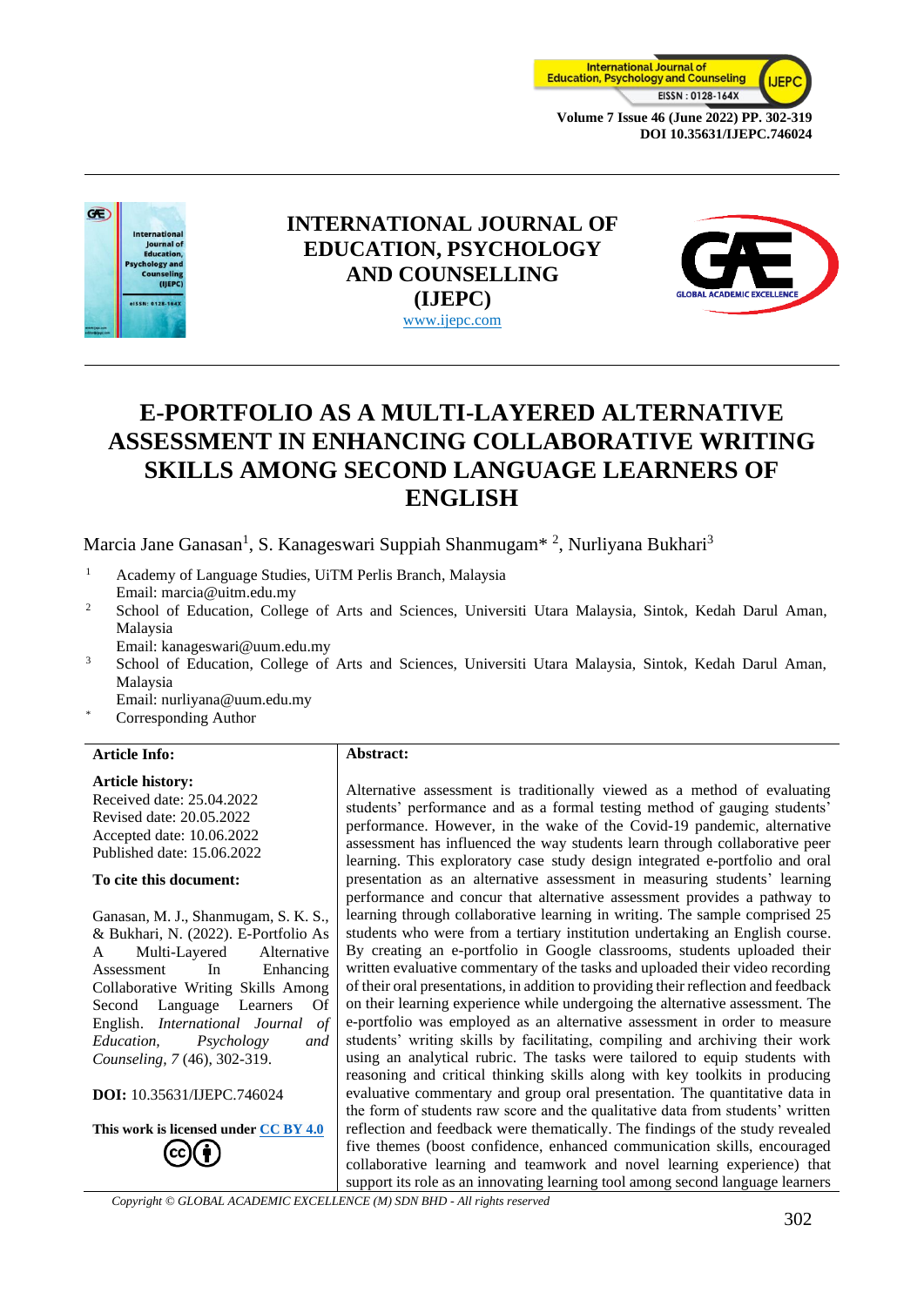# INTERNATIONAL JOURNAL OF EDUCATION, PSYCHOLOGY AND COUNSELLING (IJEPC)

www.ijepc.com

# E-PORTFOLIO AS A MULTI-LAYERED ALTERNATIVE ASSESSMENT IN ENHANCING COLLABORATIVE WRITING SKILLS AMONG SECOND LANGUAGE LEARNERS OF ENGLISH

Marcia Jane Ganasan[1], S. Kanageswari Suppiah Shanmugam* [2], Nurliyana Bukhari[3]

[1] Academy of Language Studies, UiTM Perlis Branch, Malaysia
Email: marcia@uitm.edu.my

[2] School of Education, College of Arts and Sciences, Universiti Utara Malaysia, Sintok, Kedah Darul Aman, Malaysia
Email: kanageswari@uum.edu.my

[3] School of Education, College of Arts and Sciences, Universiti Utara Malaysia, Sintok, Kedah Darul Aman, Malaysia
Email: nurliyana@uum.edu.my

* Corresponding Author

**Article Info:**

**Article history:**
Received date: 25.04.2022
Revised date: 20.05.2022
Accepted date: 10.06.2022
Published date: 15.06.2022

**To cite this document:**

Ganasan, M. J., Shanmugam, S. K. S., & Bukhari, N. (2022). E-Portfolio As A Multi-Layered Alternative Assessment In Enhancing Collaborative Writing Skills Among Second Language Learners Of English. *International Journal of Education, Psychology and Counseling, 7* (46), 302-319.

**DOI:** 10.35631/IJEPC.746024

**This work is licensed under CC BY 4.0**

**Abstract:**

Alternative assessment is traditionally viewed as a method of evaluating students' performance and as a formal testing method of gauging students' performance. However, in the wake of the Covid-19 pandemic, alternative assessment has influenced the way students learn through collaborative peer learning. This exploratory case study design integrated e-portfolio and oral presentation as an alternative assessment in measuring students' learning performance and concur that alternative assessment provides a pathway to learning through collaborative learning in writing. The sample comprised 25 students who were from a tertiary institution undertaking an English course. By creating an e-portfolio in Google classrooms, students uploaded their written evaluative commentary of the tasks and uploaded their video recording of their oral presentations, in addition to providing their reflection and feedback on their learning experience while undergoing the alternative assessment. The e-portfolio was employed as an alternative assessment in order to measure students' writing skills by facilitating, compiling and archiving their work using an analytical rubric. The tasks were tailored to equip students with reasoning and critical thinking skills along with key toolkits in producing evaluative commentary and group oral presentation. The quantitative data in the form of students raw score and the qualitative data from students' written reflection and feedback were thematically. The findings of the study revealed five themes (boost confidence, enhanced communication skills, encouraged collaborative learning and teamwork and novel learning experience) that support its role as an innovating learning tool among second language learners

Copyright © GLOBAL ACADEMIC EXCELLENCE (M) SDN BHD - All rights reserved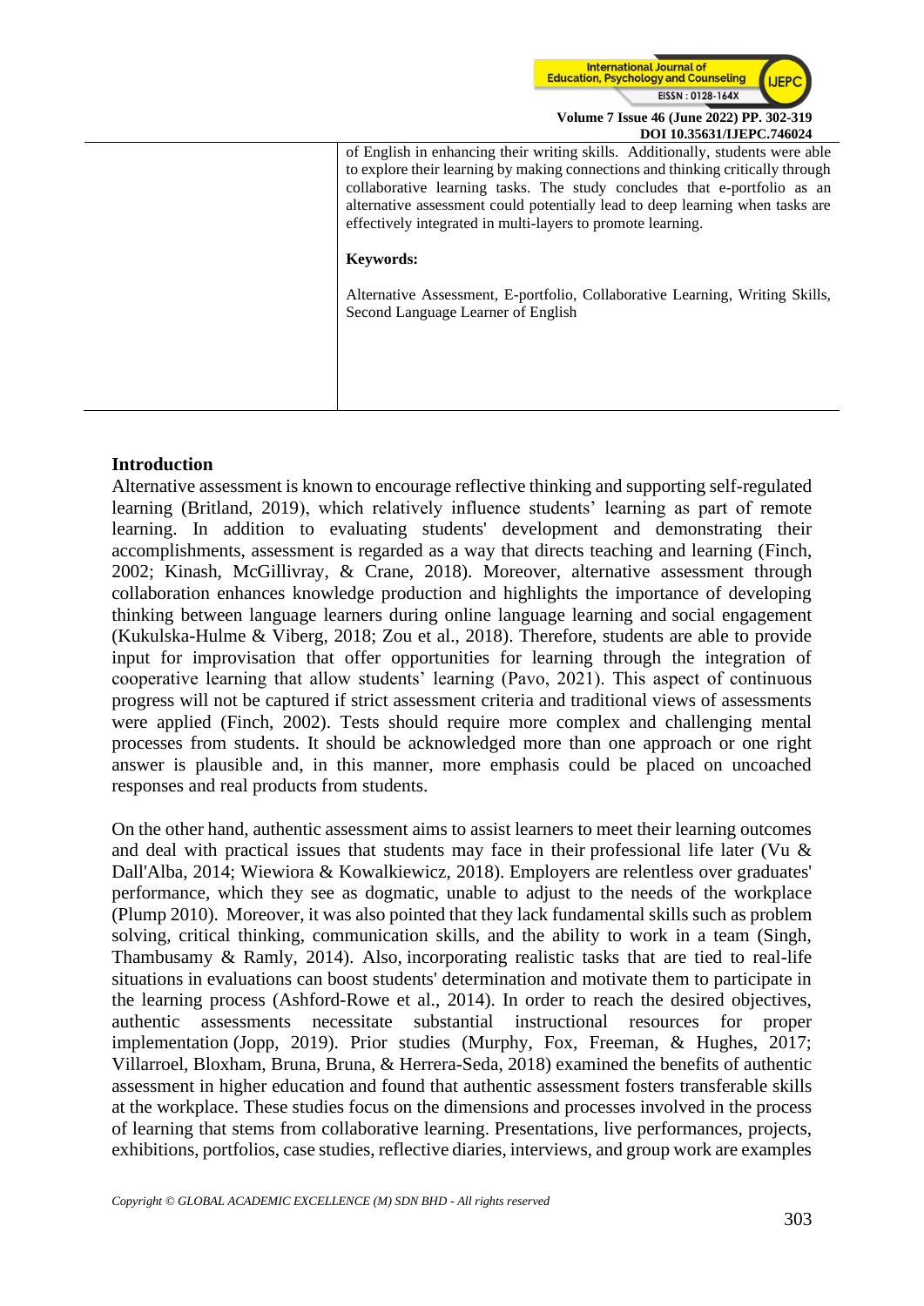of English in enhancing their writing skills. Additionally, students were able to explore their learning by making connections and thinking critically through collaborative learning tasks. The study concludes that e-portfolio as an alternative assessment could potentially lead to deep learning when tasks are effectively integrated in multi-layers to promote learning.

**Keywords:**

Alternative Assessment, E-portfolio, Collaborative Learning, Writing Skills, Second Language Learner of English

## Introduction

Alternative assessment is known to encourage reflective thinking and supporting self-regulated learning (Britland, 2019), which relatively influence students' learning as part of remote learning. In addition to evaluating students' development and demonstrating their accomplishments, assessment is regarded as a way that directs teaching and learning (Finch, 2002; Kinash, McGillivray, & Crane, 2018). Moreover, alternative assessment through collaboration enhances knowledge production and highlights the importance of developing thinking between language learners during online language learning and social engagement (Kukulska-Hulme & Viberg, 2018; Zou et al., 2018). Therefore, students are able to provide input for improvisation that offer opportunities for learning through the integration of cooperative learning that allow students' learning (Pavo, 2021). This aspect of continuous progress will not be captured if strict assessment criteria and traditional views of assessments were applied (Finch, 2002). Tests should require more complex and challenging mental processes from students. It should be acknowledged more than one approach or one right answer is plausible and, in this manner, more emphasis could be placed on uncoached responses and real products from students.

On the other hand, authentic assessment aims to assist learners to meet their learning outcomes and deal with practical issues that students may face in their professional life later (Vu & Dall'Alba, 2014; Wiewiora & Kowalkiewicz, 2018). Employers are relentless over graduates' performance, which they see as dogmatic, unable to adjust to the needs of the workplace (Plump 2010). Moreover, it was also pointed that they lack fundamental skills such as problem solving, critical thinking, communication skills, and the ability to work in a team (Singh, Thambusamy & Ramly, 2014). Also, incorporating realistic tasks that are tied to real-life situations in evaluations can boost students' determination and motivate them to participate in the learning process (Ashford-Rowe et al., 2014). In order to reach the desired objectives, authentic assessments necessitate substantial instructional resources for proper implementation (Jopp, 2019). Prior studies (Murphy, Fox, Freeman, & Hughes, 2017; Villarroel, Bloxham, Bruna, Bruna, & Herrera-Seda, 2018) examined the benefits of authentic assessment in higher education and found that authentic assessment fosters transferable skills at the workplace. These studies focus on the dimensions and processes involved in the process of learning that stems from collaborative learning. Presentations, live performances, projects, exhibitions, portfolios, case studies, reflective diaries, interviews, and group work are examples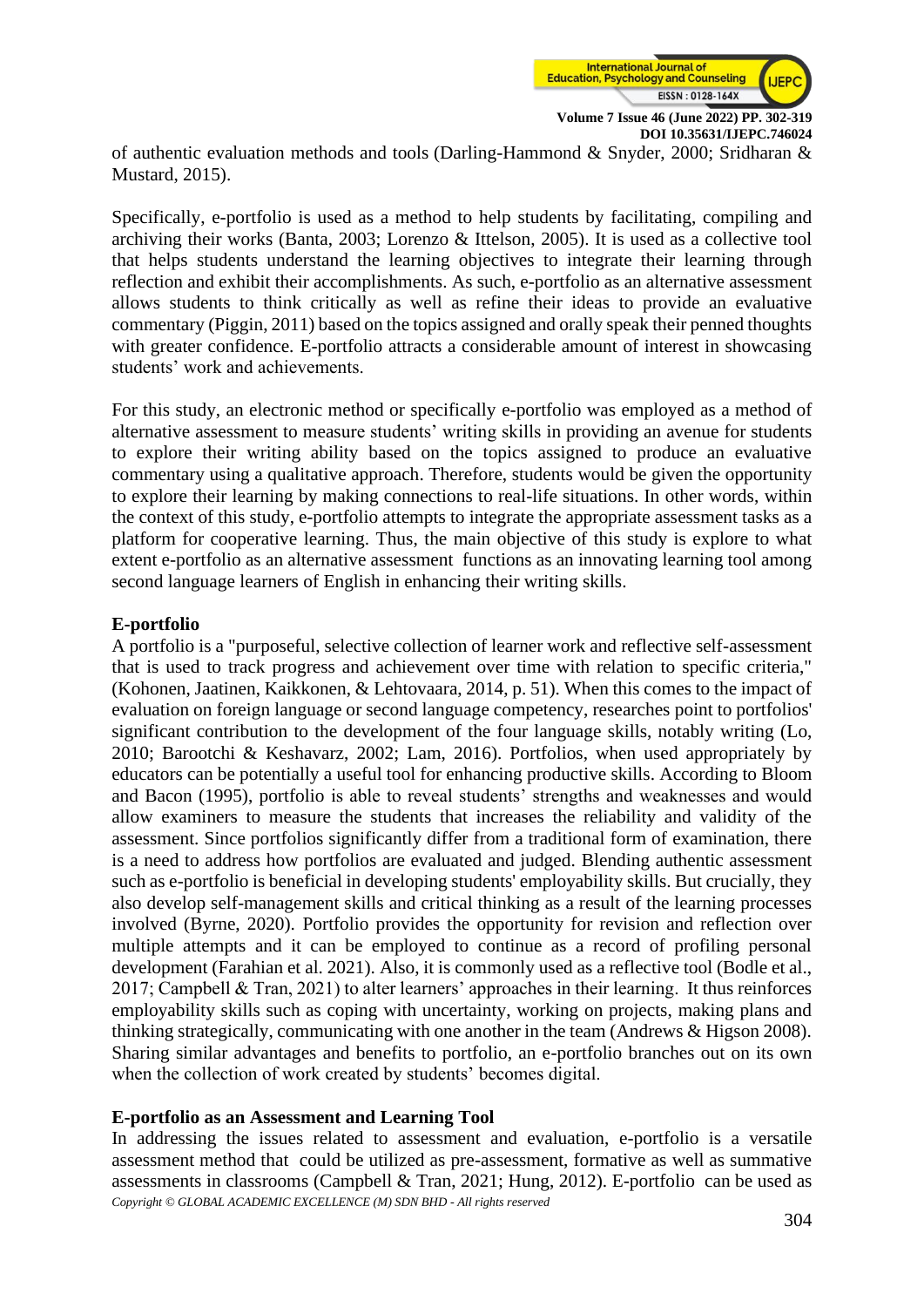of authentic evaluation methods and tools (Darling-Hammond & Snyder, 2000; Sridharan & Mustard, 2015).

Specifically, e-portfolio is used as a method to help students by facilitating, compiling and archiving their works (Banta, 2003; Lorenzo & Ittelson, 2005). It is used as a collective tool that helps students understand the learning objectives to integrate their learning through reflection and exhibit their accomplishments. As such, e-portfolio as an alternative assessment allows students to think critically as well as refine their ideas to provide an evaluative commentary (Piggin, 2011) based on the topics assigned and orally speak their penned thoughts with greater confidence. E-portfolio attracts a considerable amount of interest in showcasing students' work and achievements.

For this study, an electronic method or specifically e-portfolio was employed as a method of alternative assessment to measure students' writing skills in providing an avenue for students to explore their writing ability based on the topics assigned to produce an evaluative commentary using a qualitative approach. Therefore, students would be given the opportunity to explore their learning by making connections to real-life situations. In other words, within the context of this study, e-portfolio attempts to integrate the appropriate assessment tasks as a platform for cooperative learning. Thus, the main objective of this study is explore to what extent e-portfolio as an alternative assessment functions as an innovating learning tool among second language learners of English in enhancing their writing skills.

## E-portfolio

A portfolio is a "purposeful, selective collection of learner work and reflective self-assessment that is used to track progress and achievement over time with relation to specific criteria," (Kohonen, Jaatinen, Kaikkonen, & Lehtovaara, 2014, p. 51). When this comes to the impact of evaluation on foreign language or second language competency, researches point to portfolios' significant contribution to the development of the four language skills, notably writing (Lo, 2010; Barootchi & Keshavarz, 2002; Lam, 2016). Portfolios, when used appropriately by educators can be potentially a useful tool for enhancing productive skills. According to Bloom and Bacon (1995), portfolio is able to reveal students' strengths and weaknesses and would allow examiners to measure the students that increases the reliability and validity of the assessment. Since portfolios significantly differ from a traditional form of examination, there is a need to address how portfolios are evaluated and judged. Blending authentic assessment such as e-portfolio is beneficial in developing students' employability skills. But crucially, they also develop self-management skills and critical thinking as a result of the learning processes involved (Byrne, 2020). Portfolio provides the opportunity for revision and reflection over multiple attempts and it can be employed to continue as a record of profiling personal development (Farahian et al. 2021). Also, it is commonly used as a reflective tool (Bodle et al., 2017; Campbell & Tran, 2021) to alter learners' approaches in their learning. It thus reinforces employability skills such as coping with uncertainty, working on projects, making plans and thinking strategically, communicating with one another in the team (Andrews & Higson 2008). Sharing similar advantages and benefits to portfolio, an e-portfolio branches out on its own when the collection of work created by students' becomes digital.

## E-portfolio as an Assessment and Learning Tool

In addressing the issues related to assessment and evaluation, e-portfolio is a versatile assessment method that could be utilized as pre-assessment, formative as well as summative assessments in classrooms (Campbell & Tran, 2021; Hung, 2012). E-portfolio can be used as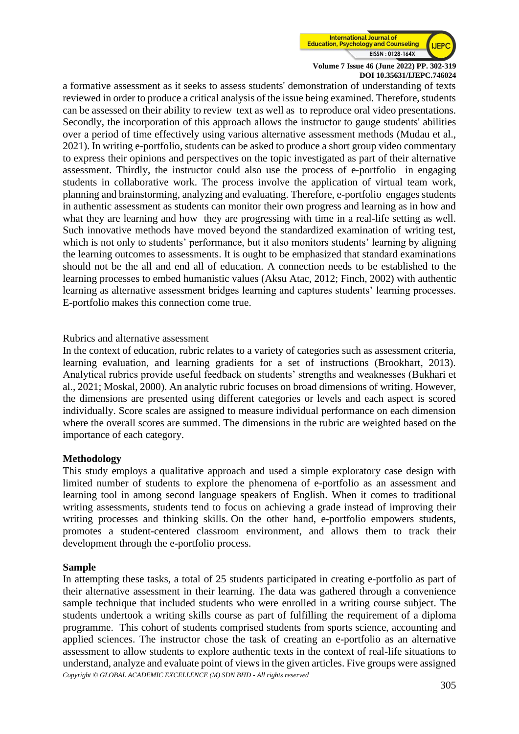a formative assessment as it seeks to assess students' demonstration of understanding of texts reviewed in order to produce a critical analysis of the issue being examined. Therefore, students can be assessed on their ability to review text as well as to reproduce oral video presentations. Secondly, the incorporation of this approach allows the instructor to gauge students' abilities over a period of time effectively using various alternative assessment methods (Mudau et al., 2021). In writing e-portfolio, students can be asked to produce a short group video commentary to express their opinions and perspectives on the topic investigated as part of their alternative assessment. Thirdly, the instructor could also use the process of e-portfolio in engaging students in collaborative work. The process involve the application of virtual team work, planning and brainstorming, analyzing and evaluating. Therefore, e-portfolio engages students in authentic assessment as students can monitor their own progress and learning as in how and what they are learning and how they are progressing with time in a real-life setting as well. Such innovative methods have moved beyond the standardized examination of writing test, which is not only to students' performance, but it also monitors students' learning by aligning the learning outcomes to assessments. It is ought to be emphasized that standard examinations should not be the all and end all of education. A connection needs to be established to the learning processes to embed humanistic values (Aksu Atac, 2012; Finch, 2002) with authentic learning as alternative assessment bridges learning and captures students' learning processes. E-portfolio makes this connection come true.

Rubrics and alternative assessment

In the context of education, rubric relates to a variety of categories such as assessment criteria, learning evaluation, and learning gradients for a set of instructions (Brookhart, 2013). Analytical rubrics provide useful feedback on students' strengths and weaknesses (Bukhari et al., 2021; Moskal, 2000). An analytic rubric focuses on broad dimensions of writing. However, the dimensions are presented using different categories or levels and each aspect is scored individually. Score scales are assigned to measure individual performance on each dimension where the overall scores are summed. The dimensions in the rubric are weighted based on the importance of each category.

## Methodology

This study employs a qualitative approach and used a simple exploratory case design with limited number of students to explore the phenomena of e-portfolio as an assessment and learning tool in among second language speakers of English. When it comes to traditional writing assessments, students tend to focus on achieving a grade instead of improving their writing processes and thinking skills. On the other hand, e-portfolio empowers students, promotes a student-centered classroom environment, and allows them to track their development through the e-portfolio process.

## Sample

In attempting these tasks, a total of 25 students participated in creating e-portfolio as part of their alternative assessment in their learning. The data was gathered through a convenience sample technique that included students who were enrolled in a writing course subject. The students undertook a writing skills course as part of fulfilling the requirement of a diploma programme. This cohort of students comprised students from sports science, accounting and applied sciences. The instructor chose the task of creating an e-portfolio as an alternative assessment to allow students to explore authentic texts in the context of real-life situations to understand, analyze and evaluate point of views in the given articles. Five groups were assigned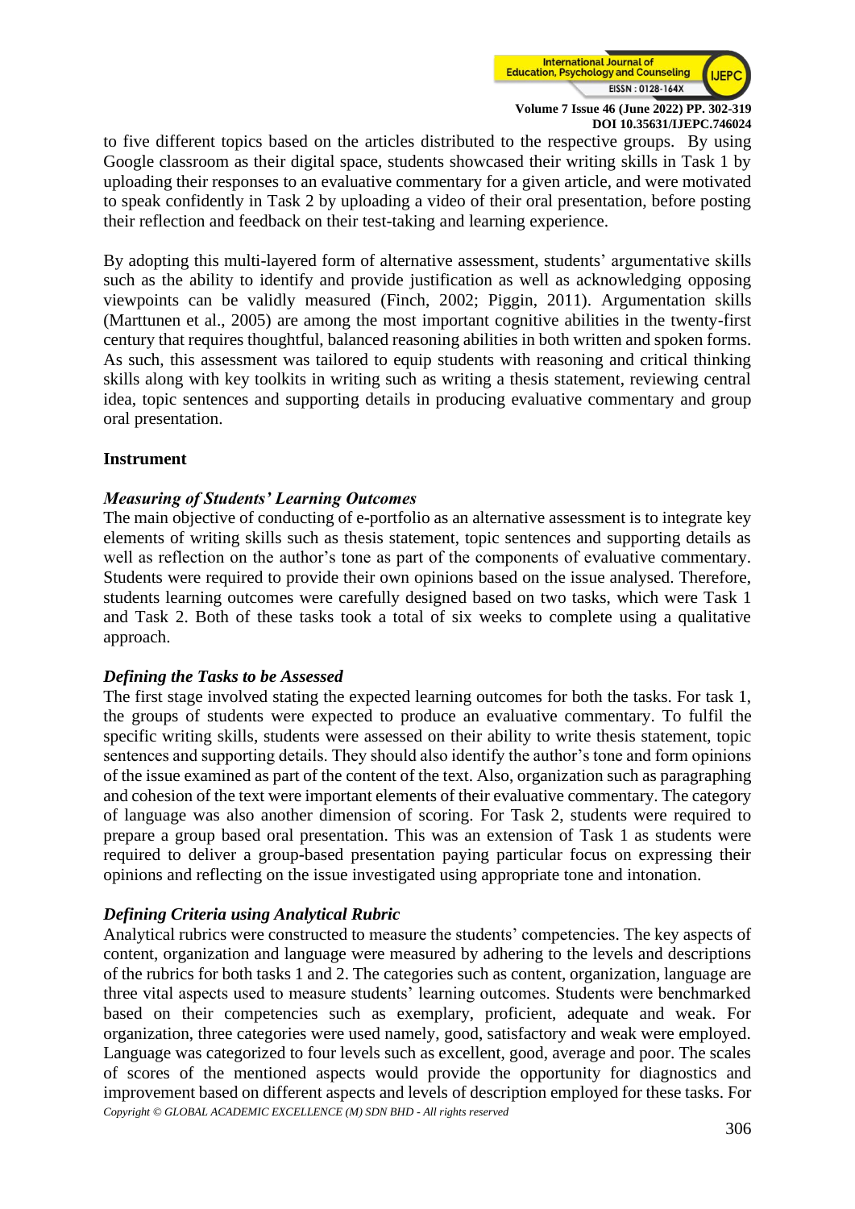to five different topics based on the articles distributed to the respective groups. By using Google classroom as their digital space, students showcased their writing skills in Task 1 by uploading their responses to an evaluative commentary for a given article, and were motivated to speak confidently in Task 2 by uploading a video of their oral presentation, before posting their reflection and feedback on their test-taking and learning experience.

By adopting this multi-layered form of alternative assessment, students' argumentative skills such as the ability to identify and provide justification as well as acknowledging opposing viewpoints can be validly measured (Finch, 2002; Piggin, 2011). Argumentation skills (Marttunen et al., 2005) are among the most important cognitive abilities in the twenty-first century that requires thoughtful, balanced reasoning abilities in both written and spoken forms. As such, this assessment was tailored to equip students with reasoning and critical thinking skills along with key toolkits in writing such as writing a thesis statement, reviewing central idea, topic sentences and supporting details in producing evaluative commentary and group oral presentation.

**Instrument**

***Measuring of Students' Learning Outcomes***

The main objective of conducting of e-portfolio as an alternative assessment is to integrate key elements of writing skills such as thesis statement, topic sentences and supporting details as well as reflection on the author's tone as part of the components of evaluative commentary. Students were required to provide their own opinions based on the issue analysed. Therefore, students learning outcomes were carefully designed based on two tasks, which were Task 1 and Task 2. Both of these tasks took a total of six weeks to complete using a qualitative approach.

***Defining the Tasks to be Assessed***

The first stage involved stating the expected learning outcomes for both the tasks. For task 1, the groups of students were expected to produce an evaluative commentary. To fulfil the specific writing skills, students were assessed on their ability to write thesis statement, topic sentences and supporting details. They should also identify the author's tone and form opinions of the issue examined as part of the content of the text. Also, organization such as paragraphing and cohesion of the text were important elements of their evaluative commentary. The category of language was also another dimension of scoring. For Task 2, students were required to prepare a group based oral presentation. This was an extension of Task 1 as students were required to deliver a group-based presentation paying particular focus on expressing their opinions and reflecting on the issue investigated using appropriate tone and intonation.

***Defining Criteria using Analytical Rubric***

Analytical rubrics were constructed to measure the students' competencies. The key aspects of content, organization and language were measured by adhering to the levels and descriptions of the rubrics for both tasks 1 and 2. The categories such as content, organization, language are three vital aspects used to measure students' learning outcomes. Students were benchmarked based on their competencies such as exemplary, proficient, adequate and weak. For organization, three categories were used namely, good, satisfactory and weak were employed. Language was categorized to four levels such as excellent, good, average and poor. The scales of scores of the mentioned aspects would provide the opportunity for diagnostics and improvement based on different aspects and levels of description employed for these tasks. For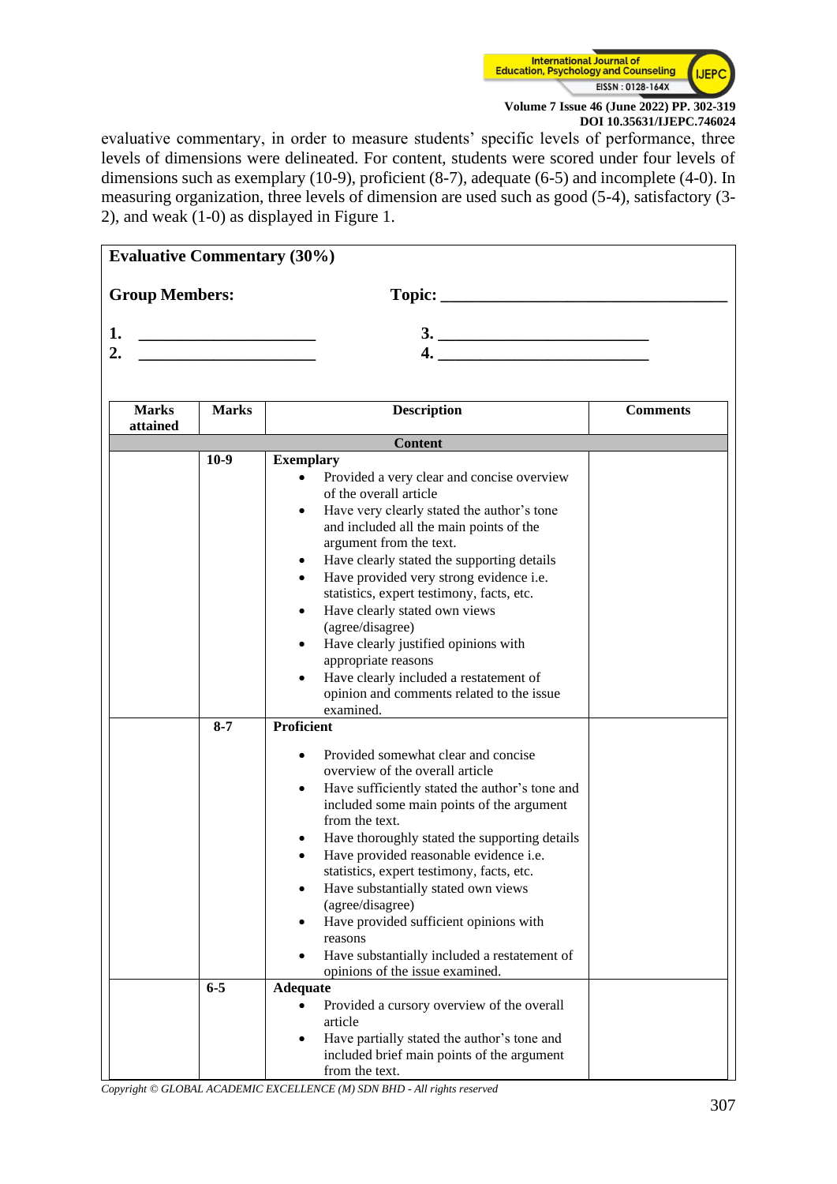evaluative commentary, in order to measure students' specific levels of performance, three levels of dimensions were delineated. For content, students were scored under four levels of dimensions such as exemplary (10-9), proficient (8-7), adequate (6-5) and incomplete (4-0). In measuring organization, three levels of dimension are used such as good (5-4), satisfactory (3-2), and weak (1-0) as displayed in Figure 1.

**Evaluative Commentary (30%)**

**Group Members:** **Topic:** ________________________________

**1.** ____________________ **3.** ________________________

**2.** ____________________ **4.** ________________________

| **Marks attained** | **Marks** | **Description** | **Comments** |
|---|---|---|---|
| | | **Content** | |
| | **10-9** | **Exemplary**<br>• Provided a very clear and concise overview of the overall article<br>• Have very clearly stated the author's tone and included all the main points of the argument from the text.<br>• Have clearly stated the supporting details<br>• Have provided very strong evidence i.e. statistics, expert testimony, facts, etc.<br>• Have clearly stated own views (agree/disagree)<br>• Have clearly justified opinions with appropriate reasons<br>• Have clearly included a restatement of opinion and comments related to the issue examined. | |
| | **8-7** | **Proficient**<br>• Provided somewhat clear and concise overview of the overall article<br>• Have sufficiently stated the author's tone and included some main points of the argument from the text.<br>• Have thoroughly stated the supporting details<br>• Have provided reasonable evidence i.e. statistics, expert testimony, facts, etc.<br>• Have substantially stated own views (agree/disagree)<br>• Have provided sufficient opinions with reasons<br>• Have substantially included a restatement of opinions of the issue examined. | |
| | **6-5** | **Adequate**<br>• Provided a cursory overview of the overall article<br>• Have partially stated the author's tone and included brief main points of the argument from the text. | |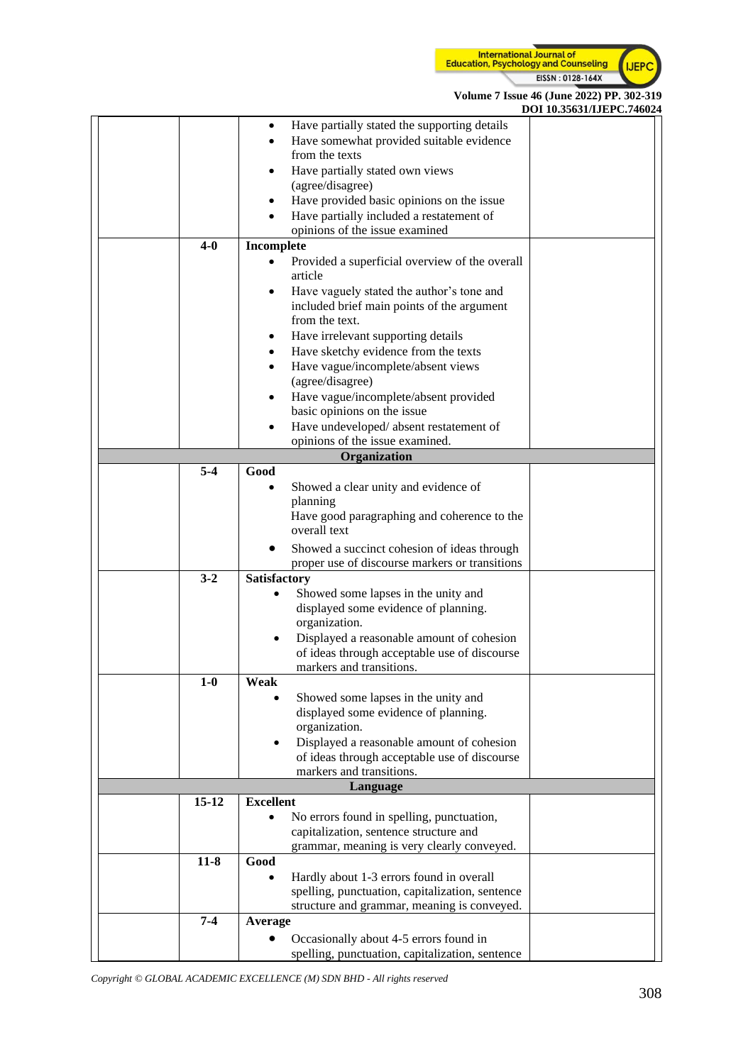| | | | |
|---|---|---|---|
| | | • Have partially stated the supporting details<br>• Have somewhat provided suitable evidence from the texts<br>• Have partially stated own views (agree/disagree)<br>• Have provided basic opinions on the issue<br>• Have partially included a restatement of opinions of the issue examined | |
| | **4-0** | **Incomplete**<br>• Provided a superficial overview of the overall article<br>• Have vaguely stated the author's tone and included brief main points of the argument from the text.<br>• Have irrelevant supporting details<br>• Have sketchy evidence from the texts<br>• Have vague/incomplete/absent views (agree/disagree)<br>• Have vague/incomplete/absent provided basic opinions on the issue<br>• Have undeveloped/ absent restatement of opinions of the issue examined. | |
| | | **Organization** | |
| | **5-4** | **Good**<br>• Showed a clear unity and evidence of planning<br>Have good paragraphing and coherence to the overall text<br>• Showed a succinct cohesion of ideas through proper use of discourse markers or transitions | |
| | **3-2** | **Satisfactory**<br>• Showed some lapses in the unity and displayed some evidence of planning. organization.<br>• Displayed a reasonable amount of cohesion of ideas through acceptable use of discourse markers and transitions. | |
| | **1-0** | **Weak**<br>• Showed some lapses in the unity and displayed some evidence of planning. organization.<br>• Displayed a reasonable amount of cohesion of ideas through acceptable use of discourse markers and transitions. | |
| | | **Language** | |
| | **15-12** | **Excellent**<br>• No errors found in spelling, punctuation, capitalization, sentence structure and grammar, meaning is very clearly conveyed. | |
| | **11-8** | **Good**<br>• Hardly about 1-3 errors found in overall spelling, punctuation, capitalization, sentence structure and grammar, meaning is conveyed. | |
| | **7-4** | **Average**<br>• Occasionally about 4-5 errors found in spelling, punctuation, capitalization, sentence | |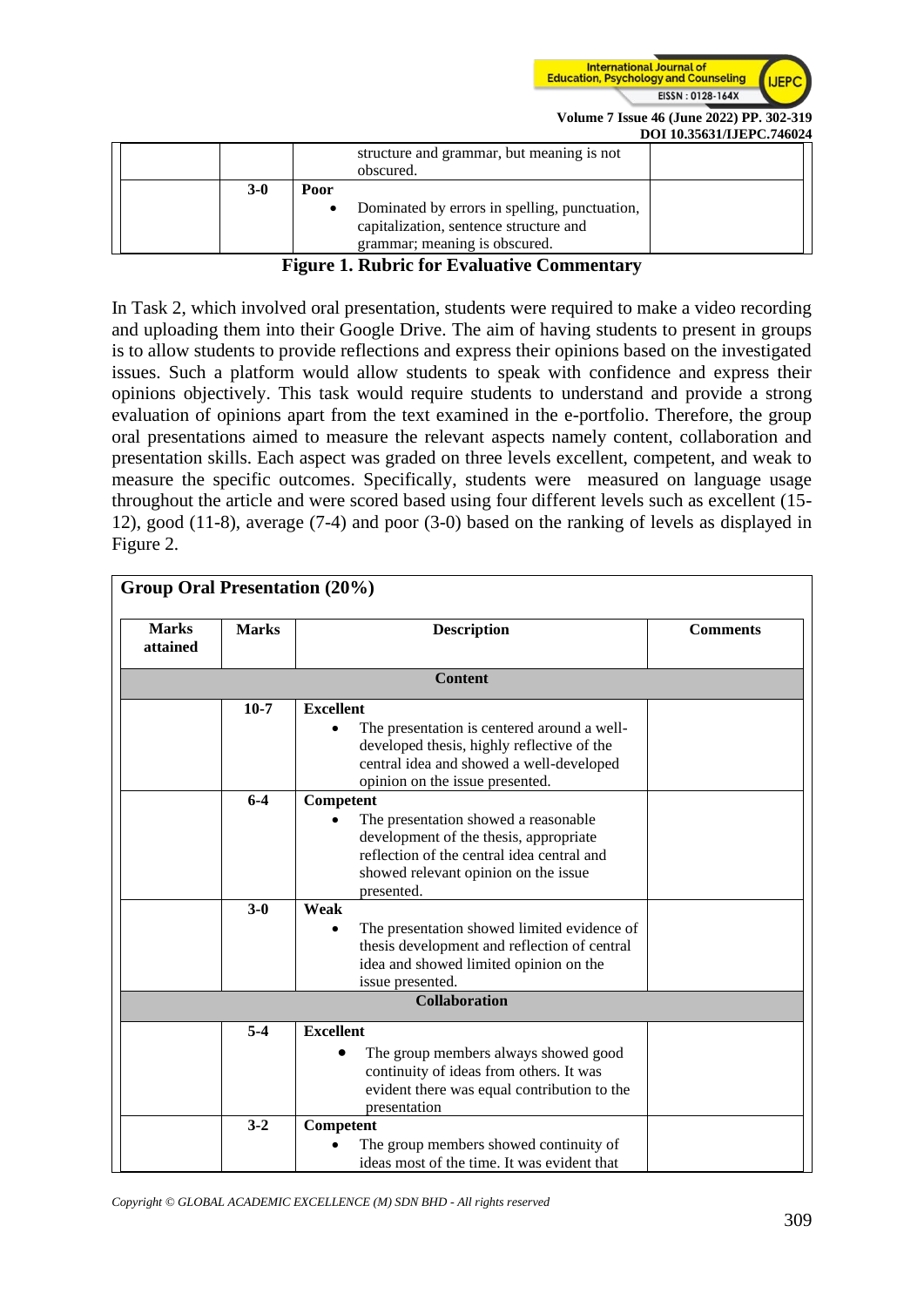| | | structure and grammar, but meaning is not obscured. | |
|---|---|---|---|
| | **3-0** | **Poor**<br>• Dominated by errors in spelling, punctuation, capitalization, sentence structure and grammar; meaning is obscured. | |

**Figure 1. Rubric for Evaluative Commentary**

In Task 2, which involved oral presentation, students were required to make a video recording and uploading them into their Google Drive. The aim of having students to present in groups is to allow students to provide reflections and express their opinions based on the investigated issues. Such a platform would allow students to speak with confidence and express their opinions objectively. This task would require students to understand and provide a strong evaluation of opinions apart from the text examined in the e-portfolio. Therefore, the group oral presentations aimed to measure the relevant aspects namely content, collaboration and presentation skills. Each aspect was graded on three levels excellent, competent, and weak to measure the specific outcomes. Specifically, students were measured on language usage throughout the article and were scored based using four different levels such as excellent (15-12), good (11-8), average (7-4) and poor (3-0) based on the ranking of levels as displayed in Figure 2.

**Group Oral Presentation (20%)**

| Marks attained | Marks | Description | Comments |
|---|---|---|---|
| | | **Content** | |
| | **10-7** | **Excellent**<br>• The presentation is centered around a well-developed thesis, highly reflective of the central idea and showed a well-developed opinion on the issue presented. | |
| | **6-4** | **Competent**<br>• The presentation showed a reasonable development of the thesis, appropriate reflection of the central idea central and showed relevant opinion on the issue presented. | |
| | **3-0** | **Weak**<br>• The presentation showed limited evidence of thesis development and reflection of central idea and showed limited opinion on the issue presented. | |
| | | **Collaboration** | |
| | **5-4** | **Excellent**<br>• The group members always showed good continuity of ideas from others. It was evident there was equal contribution to the presentation | |
| | **3-2** | **Competent**<br>• The group members showed continuity of ideas most of the time. It was evident that | |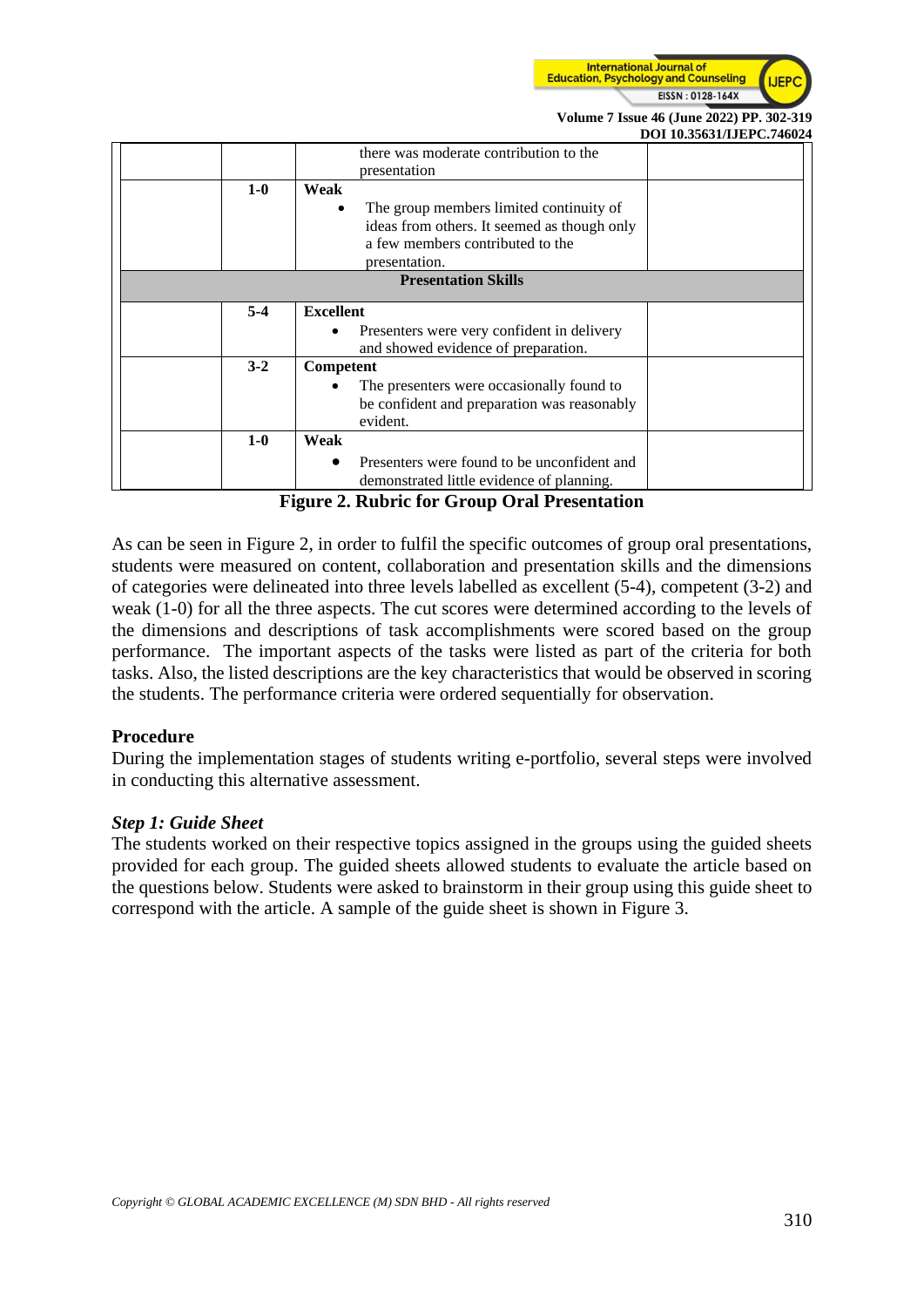| | | | |
|---|---|---|---|
| | | there was moderate contribution to the presentation | |
| | **1-0** | **Weak**<br>• The group members limited continuity of ideas from others. It seemed as though only a few members contributed to the presentation. | |
| **Presentation Skills** | | | |
| | **5-4** | **Excellent**<br>• Presenters were very confident in delivery and showed evidence of preparation. | |
| | **3-2** | **Competent**<br>• The presenters were occasionally found to be confident and preparation was reasonably evident. | |
| | **1-0** | **Weak**<br>• Presenters were found to be unconfident and demonstrated little evidence of planning. | |

**Figure 2. Rubric for Group Oral Presentation**

As can be seen in Figure 2, in order to fulfil the specific outcomes of group oral presentations, students were measured on content, collaboration and presentation skills and the dimensions of categories were delineated into three levels labelled as excellent (5-4), competent (3-2) and weak (1-0) for all the three aspects. The cut scores were determined according to the levels of the dimensions and descriptions of task accomplishments were scored based on the group performance. The important aspects of the tasks were listed as part of the criteria for both tasks. Also, the listed descriptions are the key characteristics that would be observed in scoring the students. The performance criteria were ordered sequentially for observation.

**Procedure**

During the implementation stages of students writing e-portfolio, several steps were involved in conducting this alternative assessment.

***Step 1: Guide Sheet***

The students worked on their respective topics assigned in the groups using the guided sheets provided for each group. The guided sheets allowed students to evaluate the article based on the questions below. Students were asked to brainstorm in their group using this guide sheet to correspond with the article. A sample of the guide sheet is shown in Figure 3.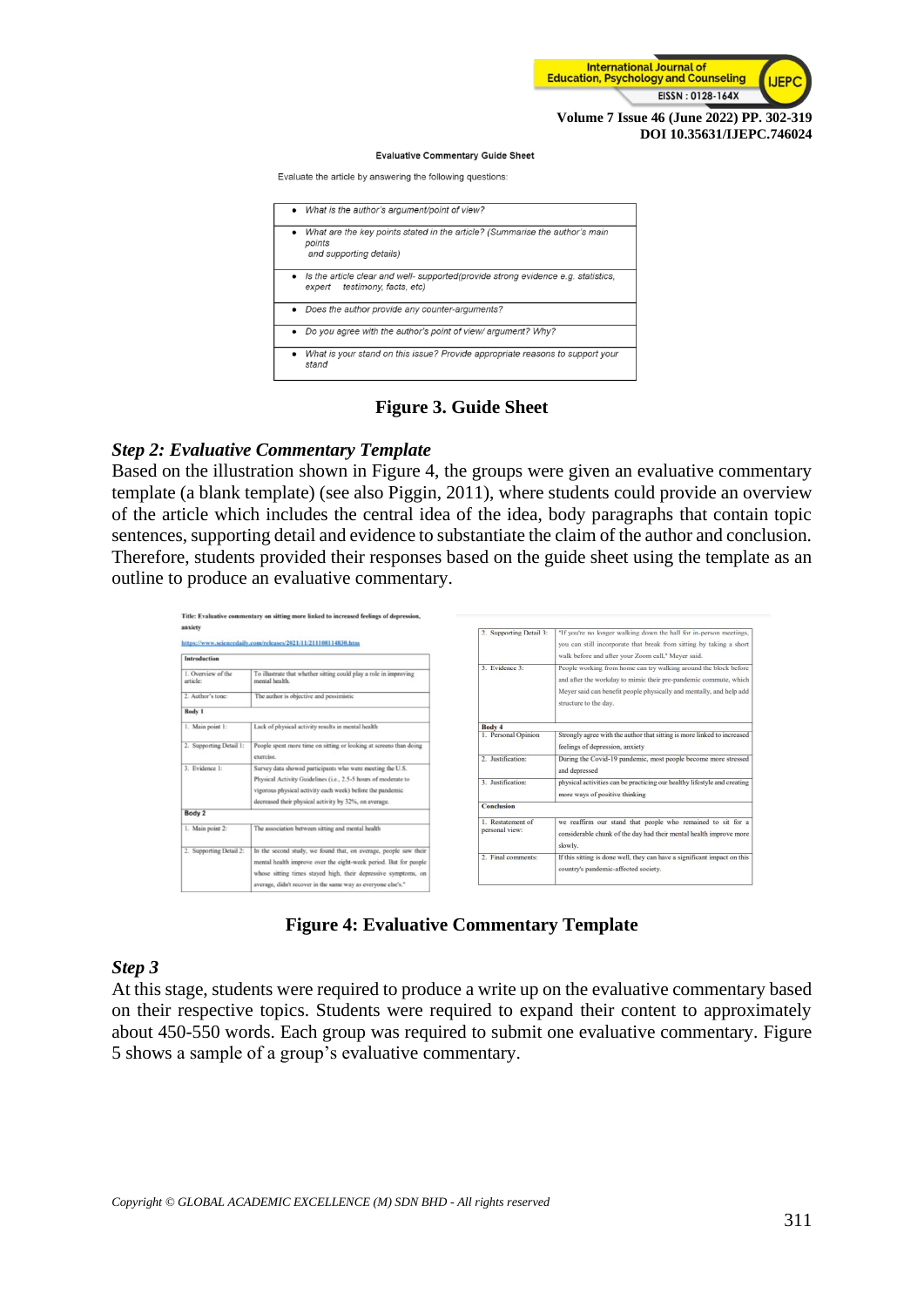**Evaluative Commentary Guide Sheet**

Evaluate the article by answering the following questions:

| |
|---|
| • *What is the author's argument/point of view?* |
| • *What are the key points stated in the article? (Summarise the author's main points and supporting details)* |
| • *Is the article clear and well- supported(provide strong evidence e.g. statistics, expert testimony, facts, etc)* |
| • *Does the author provide any counter-arguments?* |
| • *Do you agree with the author's point of view/ argument? Why?* |
| • *What is your stand on this issue? Provide appropriate reasons to support your stand* |

**Figure 3. Guide Sheet**

### *Step 2: Evaluative Commentary Template*

Based on the illustration shown in Figure 4, the groups were given an evaluative commentary template (a blank template) (see also Piggin, 2011), where students could provide an overview of the article which includes the central idea of the idea, body paragraphs that contain topic sentences, supporting detail and evidence to substantiate the claim of the author and conclusion. Therefore, students provided their responses based on the guide sheet using the template as an outline to produce an evaluative commentary.

**Title: Evaluative commentary on sitting more linked to increased feelings of depression, anxiety**

https://www.sciencedaily.com/releases/2021/11/211108114820.htm

| **Introduction** | |
|---|---|
| 1. Overview of the article: | To illustrate that whether sitting could play a role in improving mental health. |
| 2. Author's tone: | The author is objective and pessimistic |
| **Body 1** | |
| 1. Main point 1: | Lack of physical activity results in mental health |
| 2. Supporting Detail 1: | People spent more time on sitting or looking at screens than doing exercise. |
| 3. Evidence 1: | Survey data showed participants who were meeting the U.S. Physical Activity Guidelines (i.e., 2.5-5 hours of moderate to vigorous physical activity each week) before the pandemic decreased their physical activity by 32%, on average. |
| **Body 2** | |
| 1. Main point 2: | The association between sitting and mental health |
| 2. Supporting Detail 2: | In the second study, we found that, on average, people saw their mental health improve over the eight-week period. But for people whose sitting times stayed high, their depressive symptoms, on average, didn't recover in the same way as everyone else's." |
| 2. Supporting Detail 3: | "If you're no longer walking down the hall for in-person meetings, you can still incorporate that break from sitting by taking a short walk before and after your Zoom call," Meyer said. |
| 3. Evidence 3: | People working from home can try walking around the block before and after the workday to mimic their pre-pandemic commute, which Meyer said can benefit people physically and mentally, and help add structure to the day. |
| **Body 4** | |
| 1. Personal Opinion | Strongly agree with the author that sitting is more linked to increased feelings of depression, anxiety |
| 2. Justification: | During the Covid-19 pandemic, most people become more stressed and depressed |
| 3. Justification: | physical activities can be practicing our healthy lifestyle and creating more ways of positive thinking |
| **Conclusion** | |
| 1. Restatement of personal view: | we reaffirm our stand that people who remained to sit for a considerable chunk of the day had their mental health improve more slowly. |
| 2. Final comments: | If this sitting is done well, they can have a significant impact on this country's pandemic-affected society. |

**Figure 4: Evaluative Commentary Template**

### *Step 3*

At this stage, students were required to produce a write up on the evaluative commentary based on their respective topics. Students were required to expand their content to approximately about 450-550 words. Each group was required to submit one evaluative commentary. Figure 5 shows a sample of a group's evaluative commentary.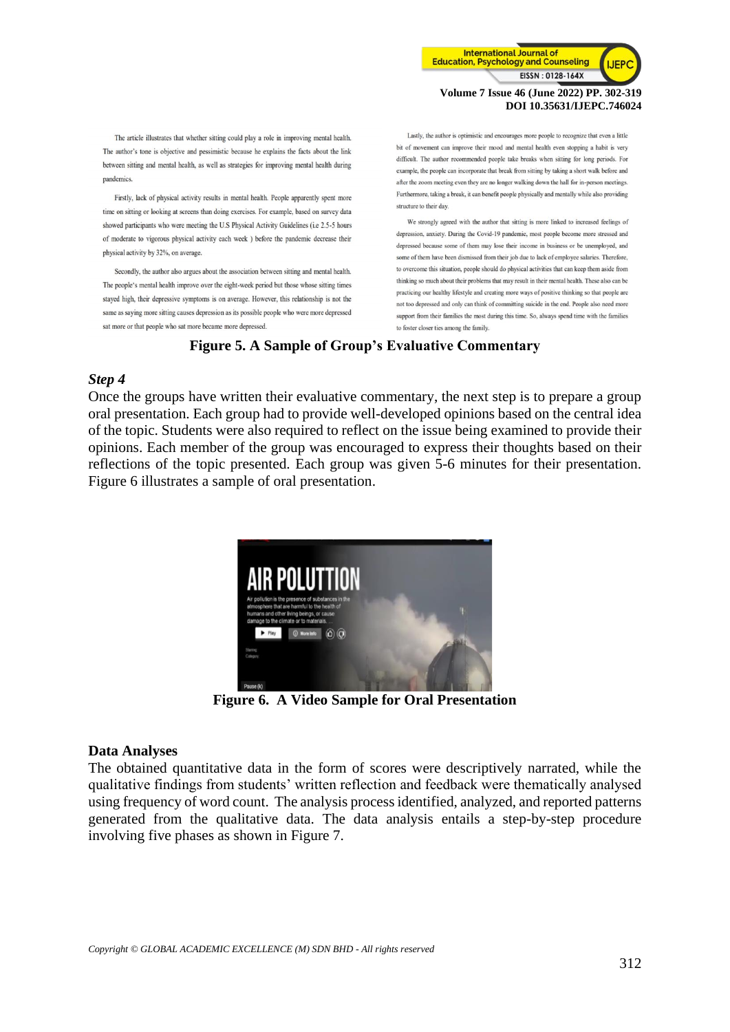The article illustrates that whether sitting could play a role in improving mental health. The author's tone is objective and pessimistic because he explains the facts about the link between sitting and mental health, as well as strategies for improving mental health during pandemics.

Firstly, lack of physical activity results in mental health. People apparently spent more time on sitting or looking at screens than doing exercises. For example, based on survey data showed participants who were meeting the U.S Physical Activity Guidelines (i.e 2.5-5 hours of moderate to vigorous physical activity each week ) before the pandemic decrease their physical activity by 32%, on average.

Secondly, the author also argues about the association between sitting and mental health. The people's mental health improve over the eight-week period but those whose sitting times stayed high, their depressive symptoms is on average. However, this relationship is not the same as saying more sitting causes depression as its possible people who were more depressed sat more or that people who sat more became more depressed.

Lastly, the author is optimistic and encourages more people to recognize that even a little bit of movement can improve their mood and mental health even stopping a habit is very difficult. The author recommended people take breaks when sitting for long periods. For example, the people can incorporate that break from sitting by taking a short walk before and after the zoom meeting even they are no longer walking down the hall for in-person meetings. Furthermore, taking a break, it can benefit people physically and mentally while also providing structure to their day.

We strongly agreed with the author that sitting is more linked to increased feelings of depression, anxiety. During the Covid-19 pandemic, most people become more stressed and depressed because some of them may lose their income in business or be unemployed, and some of them have been dismissed from their job due to lack of employee salaries. Therefore, to overcome this situation, people should do physical activities that can keep them aside from thinking so much about their problems that may result in their mental health. These also can be practicing our healthy lifestyle and creating more ways of positive thinking so that people are not too depressed and only can think of committing suicide in the end. People also need more support from their families the most during this time. So, always spend time with the families to foster closer ties among the family.

**Figure 5. A Sample of Group's Evaluative Commentary**

***Step 4***

Once the groups have written their evaluative commentary, the next step is to prepare a group oral presentation. Each group had to provide well-developed opinions based on the central idea of the topic. Students were also required to reflect on the issue being examined to provide their opinions. Each member of the group was encouraged to express their thoughts based on their reflections of the topic presented. Each group was given 5-6 minutes for their presentation. Figure 6 illustrates a sample of oral presentation.

**Figure 6. A Video Sample for Oral Presentation**

## Data Analyses

The obtained quantitative data in the form of scores were descriptively narrated, while the qualitative findings from students' written reflection and feedback were thematically analysed using frequency of word count. The analysis process identified, analyzed, and reported patterns generated from the qualitative data. The data analysis entails a step-by-step procedure involving five phases as shown in Figure 7.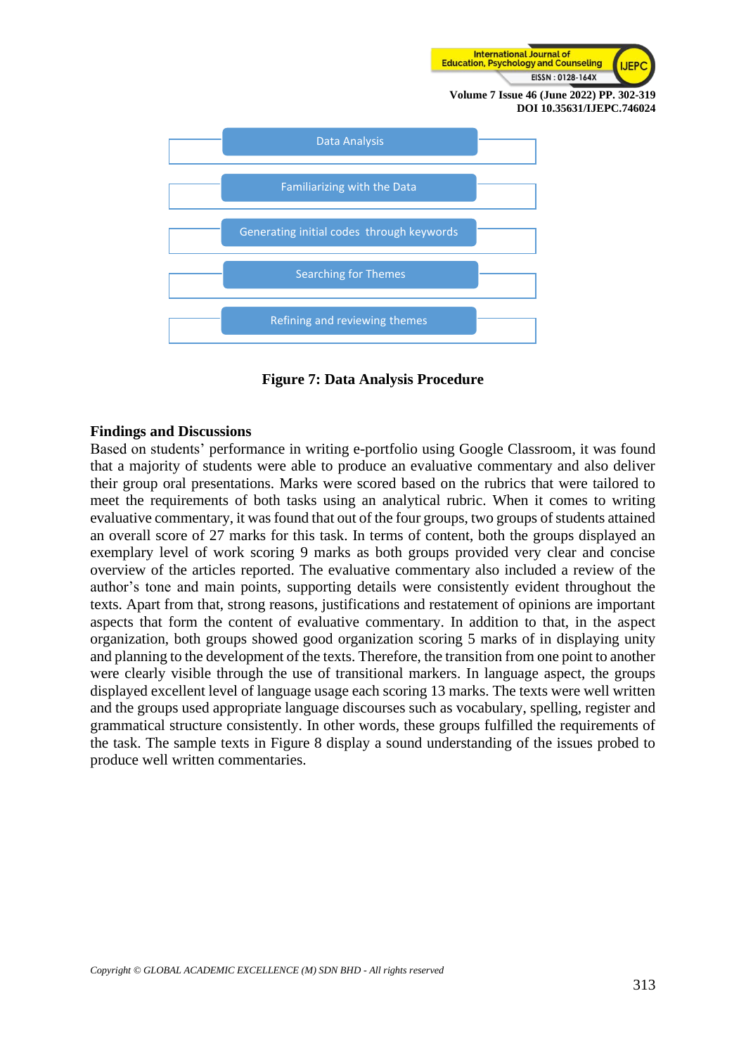Data Analysis

Familiarizing with the Data

Generating initial codes through keywords

Searching for Themes

Refining and reviewing themes

**Figure 7: Data Analysis Procedure**

## Findings and Discussions

Based on students' performance in writing e-portfolio using Google Classroom, it was found that a majority of students were able to produce an evaluative commentary and also deliver their group oral presentations. Marks were scored based on the rubrics that were tailored to meet the requirements of both tasks using an analytical rubric. When it comes to writing evaluative commentary, it was found that out of the four groups, two groups of students attained an overall score of 27 marks for this task. In terms of content, both the groups displayed an exemplary level of work scoring 9 marks as both groups provided very clear and concise overview of the articles reported. The evaluative commentary also included a review of the author's tone and main points, supporting details were consistently evident throughout the texts. Apart from that, strong reasons, justifications and restatement of opinions are important aspects that form the content of evaluative commentary. In addition to that, in the aspect organization, both groups showed good organization scoring 5 marks of in displaying unity and planning to the development of the texts. Therefore, the transition from one point to another were clearly visible through the use of transitional markers. In language aspect, the groups displayed excellent level of language usage each scoring 13 marks. The texts were well written and the groups used appropriate language discourses such as vocabulary, spelling, register and grammatical structure consistently. In other words, these groups fulfilled the requirements of the task. The sample texts in Figure 8 display a sound understanding of the issues probed to produce well written commentaries.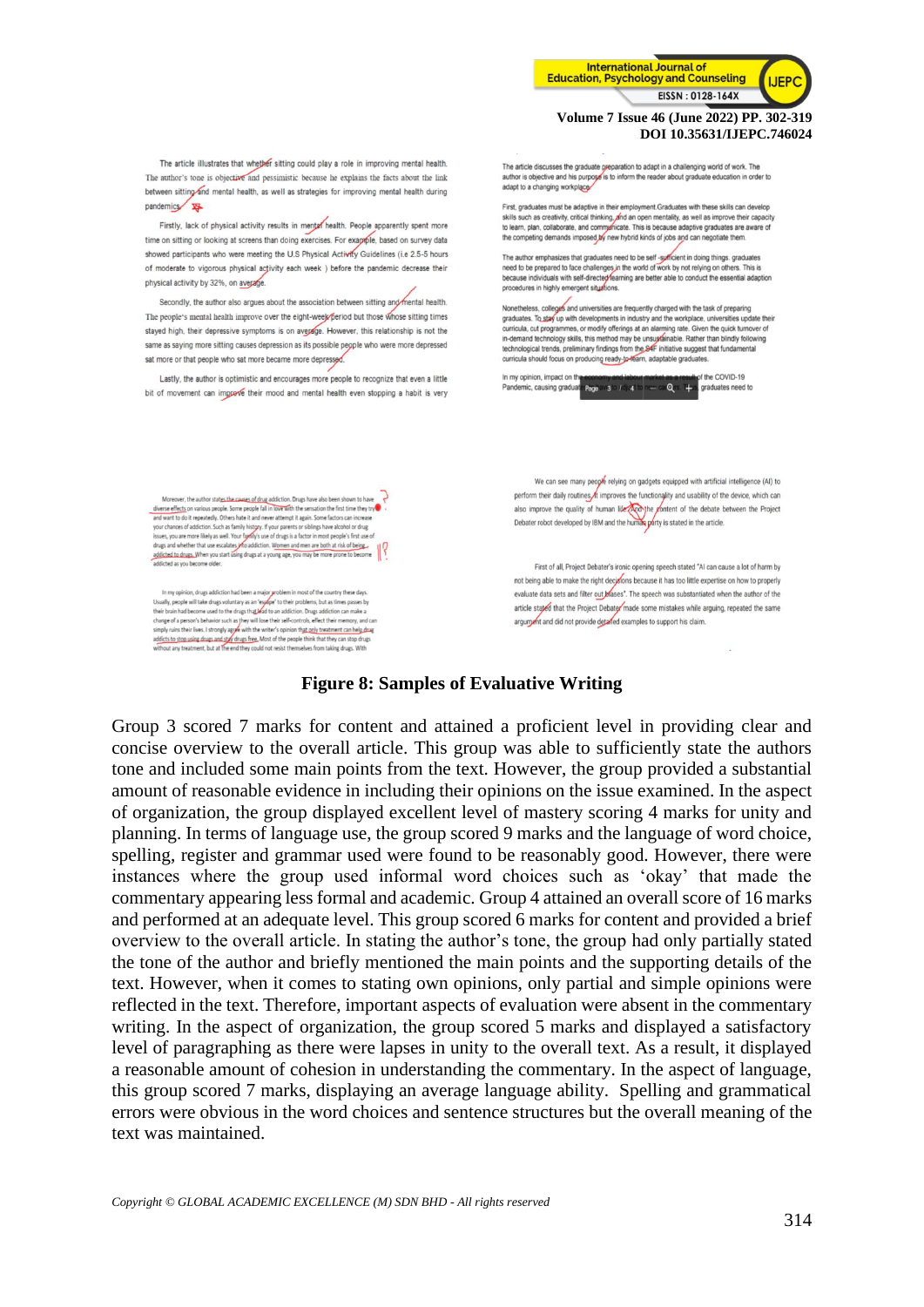The article illustrates that whether sitting could play a role in improving mental health. The author's tone is objective and pessimistic because he explains the facts about the link between sitting and mental health, as well as strategies for improving mental health during pandemics.

Firstly, lack of physical activity results in mental health. People apparently spent more time on sitting or looking at screens than doing exercises. For example, based on survey data showed participants who were meeting the U.S Physical Activity Guidelines (i.e 2.5-5 hours of moderate to vigorous physical activity each week ) before the pandemic decrease their physical activity by 32%, on average.

Secondly, the author also argues about the association between sitting and mental health. The people's mental health improve over the eight-week period but those whose sitting times stayed high, their depressive symptoms is on average. However, this relationship is not the same as saying more sitting causes depression as its possible people who were more depressed sat more or that people who sat more became more depressed.

Lastly, the author is optimistic and encourages more people to recognize that even a little bit of movement can improve their mood and mental health even stopping a habit is very

The article discusses the graduate preparation to adapt in a challenging world of work. The author is objective and his purpose is to inform the reader about graduate education in order to adapt to a changing workplace.

First, graduates must be adaptive in their employment.Graduates with these skills can develop skills such as creativity, critical thinking, and an open mentality, as well as improve their capacity to learn, plan, collaborate, and communicate. This is because adaptive graduates are aware of the competing demands imposed by new hybrid kinds of jobs and can negotiate them.

The author emphasizes that graduates need to be self -sufficient in doing things. graduates need to be prepared to face challenges in the world of work by not relying on others. This is because individuals with self-directed learning are better able to conduct the essential adaption procedures in highly emergent situations.

Nonetheless, colleges and universities are frequently charged with the task of preparing graduates. To stay up with developments in industry and the workplace, universities update their curricula, cut programmes, or modify offerings at an alarming rate. Given the quick turnover of in-demand technology skills, this method may be unsustainable. Rather than blindly following technological trends, preliminary findings from the S4F initiative suggest that fundamental curricula should focus on producing ready-to-learn, adaptable graduates.

In my opinion, impact on the economy and labour market as a result of the COVID-19 Pandemic, causing graduat... graduates need to

Moreover, the author states the causes of drug addiction. Drugs have also been shown to have diverse effects on various people. Some people fall in love with the sensation the first time they try it and want to do it repeatedly. Others hate it and never attempt it again. Some factors can increase your chances of addiction. Such as family history. If your parents or siblings have alcohol or drug issues, you are more likely as well. Your family's use of drugs is a factor in most people's first use of drugs and whether that use escalates into addiction. Women and men are both at risk of being addicted to drugs. When you start using drugs at a young age, you may be more prone to become addicted as you become older.

In my opinion, drugs addiction had been a major problem in most of the country these days. Usually, people will take drugs voluntary as an 'escape' to their problems, but as times passes by their brain had become used to the drugs that lead to an addiction. Drugs addiction can make a change of a person's behavior such as they will lose their self-controls, effect their memory, and can simply ruins their lives. I strongly agree with the writer's opinion that only treatment can help drug addicts to stop using drugs and stay drugs free. Most of the people think that they can stop drugs without any treatment, but at the end they could not resist themselves from taking drugs. With

We can see many people relying on gadgets equipped with artificial intelligence (AI) to perform their daily routines, it improves the functionality and usability of the device, which can also improve the quality of human life. And the content of the debate between the Project Debater robot developed by IBM and the human party is stated in the article.

First of all, Project Debater's ironic opening speech stated "AI can cause a lot of harm by not being able to make the right decisions because it has too little expertise on how to properly evaluate data sets and filter out biases". The speech was substantiated when the author of the article stated that the Project Debater made some mistakes while arguing, repeated the same argument and did not provide detailed examples to support his claim.

**Figure 8: Samples of Evaluative Writing**

Group 3 scored 7 marks for content and attained a proficient level in providing clear and concise overview to the overall article. This group was able to sufficiently state the authors tone and included some main points from the text. However, the group provided a substantial amount of reasonable evidence in including their opinions on the issue examined. In the aspect of organization, the group displayed excellent level of mastery scoring 4 marks for unity and planning. In terms of language use, the group scored 9 marks and the language of word choice, spelling, register and grammar used were found to be reasonably good. However, there were instances where the group used informal word choices such as 'okay' that made the commentary appearing less formal and academic. Group 4 attained an overall score of 16 marks and performed at an adequate level. This group scored 6 marks for content and provided a brief overview to the overall article. In stating the author's tone, the group had only partially stated the tone of the author and briefly mentioned the main points and the supporting details of the text. However, when it comes to stating own opinions, only partial and simple opinions were reflected in the text. Therefore, important aspects of evaluation were absent in the commentary writing. In the aspect of organization, the group scored 5 marks and displayed a satisfactory level of paragraphing as there were lapses in unity to the overall text. As a result, it displayed a reasonable amount of cohesion in understanding the commentary. In the aspect of language, this group scored 7 marks, displaying an average language ability. Spelling and grammatical errors were obvious in the word choices and sentence structures but the overall meaning of the text was maintained.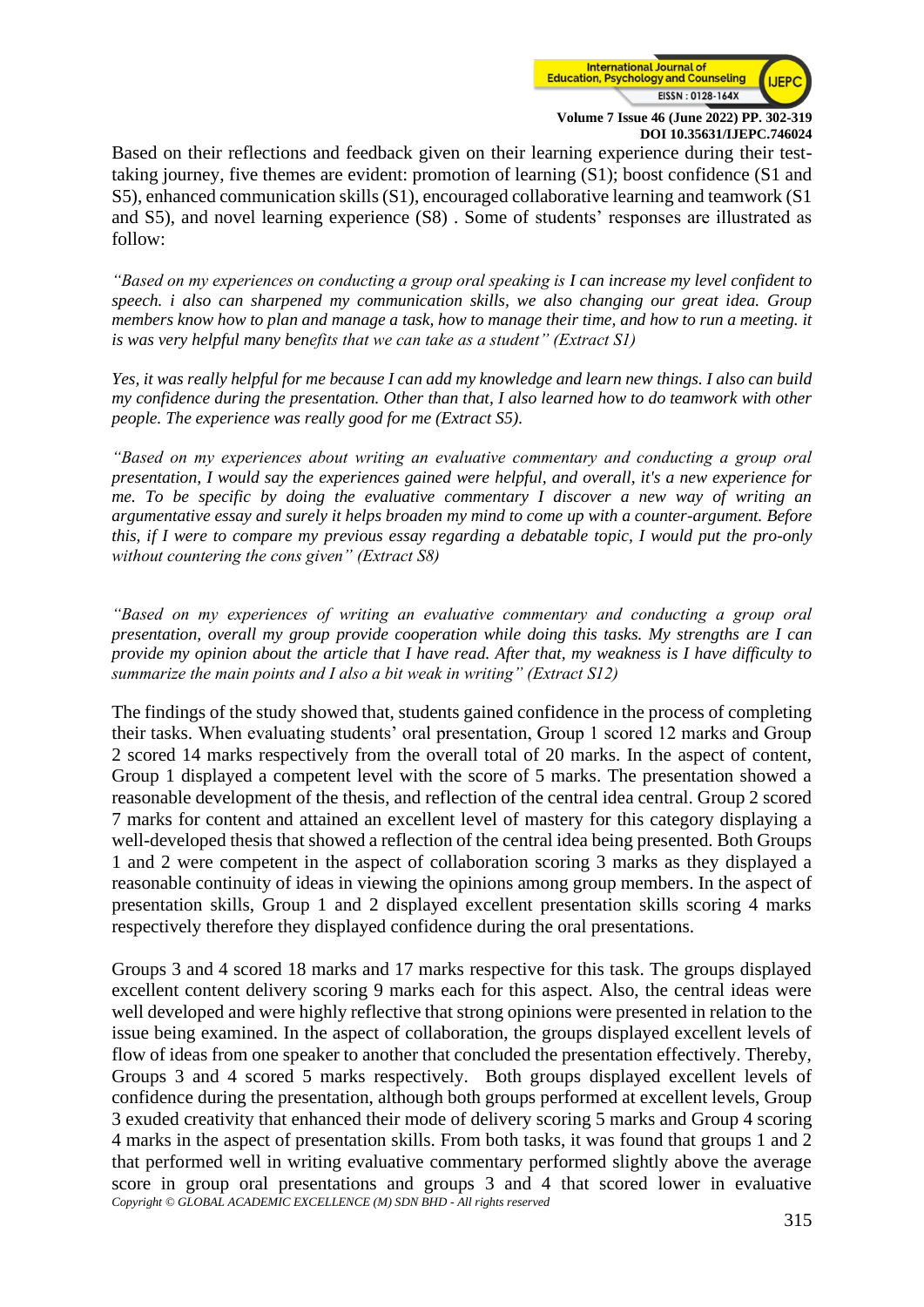Based on their reflections and feedback given on their learning experience during their test-taking journey, five themes are evident: promotion of learning (S1); boost confidence (S1 and S5), enhanced communication skills (S1), encouraged collaborative learning and teamwork (S1 and S5), and novel learning experience (S8) . Some of students' responses are illustrated as follow:

*"Based on my experiences on conducting a group oral speaking is I can increase my level confident to speech. i also can sharpened my communication skills, we also changing our great idea. Group members know how to plan and manage a task, how to manage their time, and how to run a meeting. it is was very helpful many benefits that we can take as a student" (Extract S1)*

*Yes, it was really helpful for me because I can add my knowledge and learn new things. I also can build my confidence during the presentation. Other than that, I also learned how to do teamwork with other people. The experience was really good for me (Extract S5).*

*"Based on my experiences about writing an evaluative commentary and conducting a group oral presentation, I would say the experiences gained were helpful, and overall, it's a new experience for me. To be specific by doing the evaluative commentary I discover a new way of writing an argumentative essay and surely it helps broaden my mind to come up with a counter-argument. Before this, if I were to compare my previous essay regarding a debatable topic, I would put the pro-only without countering the cons given" (Extract S8)*

*"Based on my experiences of writing an evaluative commentary and conducting a group oral presentation, overall my group provide cooperation while doing this tasks. My strengths are I can provide my opinion about the article that I have read. After that, my weakness is I have difficulty to summarize the main points and I also a bit weak in writing" (Extract S12)*

The findings of the study showed that, students gained confidence in the process of completing their tasks. When evaluating students' oral presentation, Group 1 scored 12 marks and Group 2 scored 14 marks respectively from the overall total of 20 marks. In the aspect of content, Group 1 displayed a competent level with the score of 5 marks. The presentation showed a reasonable development of the thesis, and reflection of the central idea central. Group 2 scored 7 marks for content and attained an excellent level of mastery for this category displaying a well-developed thesis that showed a reflection of the central idea being presented. Both Groups 1 and 2 were competent in the aspect of collaboration scoring 3 marks as they displayed a reasonable continuity of ideas in viewing the opinions among group members. In the aspect of presentation skills, Group 1 and 2 displayed excellent presentation skills scoring 4 marks respectively therefore they displayed confidence during the oral presentations.

Groups 3 and 4 scored 18 marks and 17 marks respective for this task. The groups displayed excellent content delivery scoring 9 marks each for this aspect. Also, the central ideas were well developed and were highly reflective that strong opinions were presented in relation to the issue being examined. In the aspect of collaboration, the groups displayed excellent levels of flow of ideas from one speaker to another that concluded the presentation effectively. Thereby, Groups 3 and 4 scored 5 marks respectively. Both groups displayed excellent levels of confidence during the presentation, although both groups performed at excellent levels, Group 3 exuded creativity that enhanced their mode of delivery scoring 5 marks and Group 4 scoring 4 marks in the aspect of presentation skills. From both tasks, it was found that groups 1 and 2 that performed well in writing evaluative commentary performed slightly above the average score in group oral presentations and groups 3 and 4 that scored lower in evaluative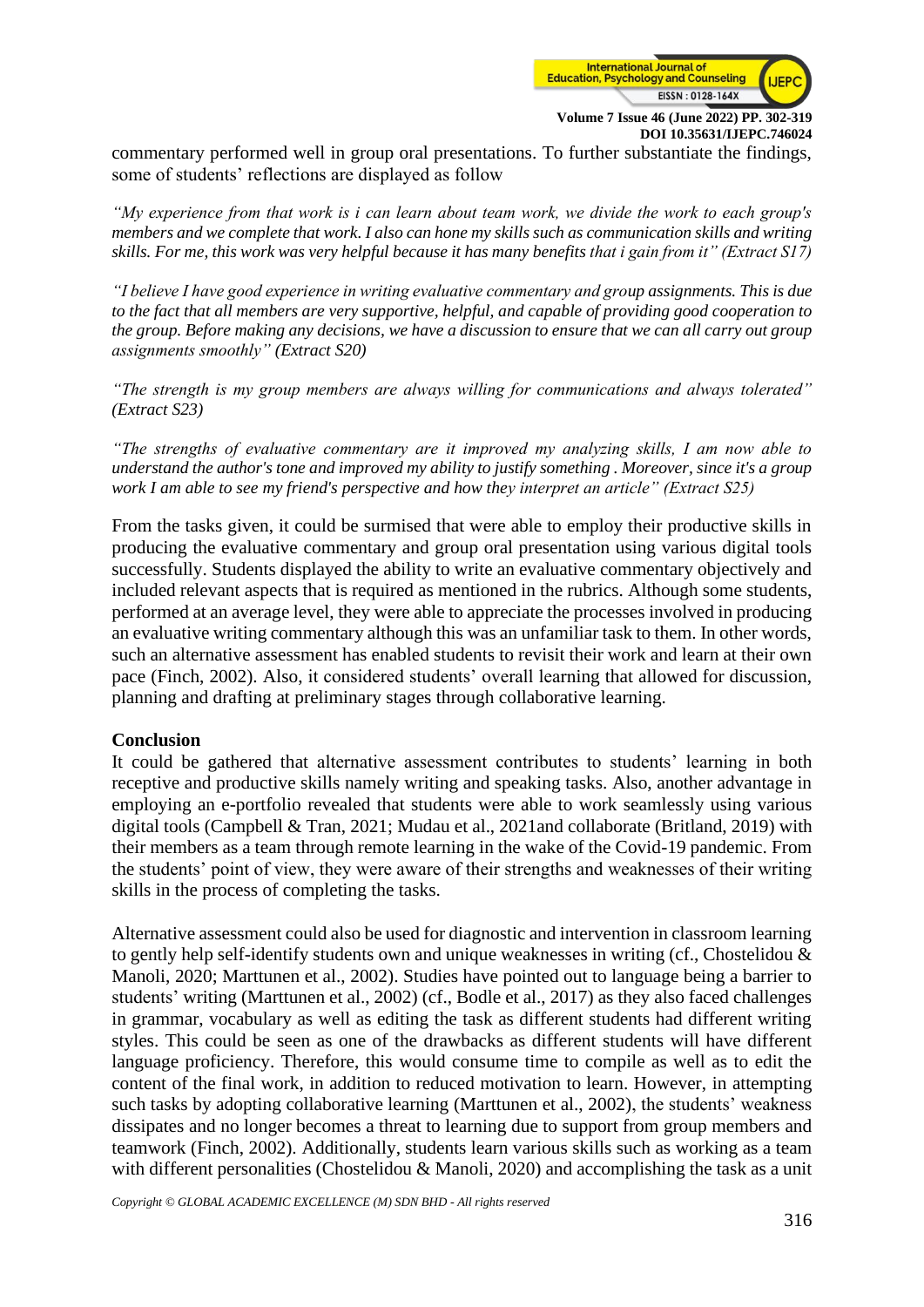commentary performed well in group oral presentations. To further substantiate the findings, some of students' reflections are displayed as follow

*"My experience from that work is i can learn about team work, we divide the work to each group's members and we complete that work. I also can hone my skills such as communication skills and writing skills. For me, this work was very helpful because it has many benefits that i gain from it" (Extract S17)*

*"I believe I have good experience in writing evaluative commentary and group assignments. This is due to the fact that all members are very supportive, helpful, and capable of providing good cooperation to the group. Before making any decisions, we have a discussion to ensure that we can all carry out group assignments smoothly" (Extract S20)*

*"The strength is my group members are always willing for communications and always tolerated" (Extract S23)*

*"The strengths of evaluative commentary are it improved my analyzing skills, I am now able to understand the author's tone and improved my ability to justify something . Moreover, since it's a group work I am able to see my friend's perspective and how they interpret an article" (Extract S25)*

From the tasks given, it could be surmised that were able to employ their productive skills in producing the evaluative commentary and group oral presentation using various digital tools successfully. Students displayed the ability to write an evaluative commentary objectively and included relevant aspects that is required as mentioned in the rubrics. Although some students, performed at an average level, they were able to appreciate the processes involved in producing an evaluative writing commentary although this was an unfamiliar task to them. In other words, such an alternative assessment has enabled students to revisit their work and learn at their own pace (Finch, 2002). Also, it considered students' overall learning that allowed for discussion, planning and drafting at preliminary stages through collaborative learning.

**Conclusion**

It could be gathered that alternative assessment contributes to students' learning in both receptive and productive skills namely writing and speaking tasks. Also, another advantage in employing an e-portfolio revealed that students were able to work seamlessly using various digital tools (Campbell & Tran, 2021; Mudau et al., 2021and collaborate (Britland, 2019) with their members as a team through remote learning in the wake of the Covid-19 pandemic. From the students' point of view, they were aware of their strengths and weaknesses of their writing skills in the process of completing the tasks.

Alternative assessment could also be used for diagnostic and intervention in classroom learning to gently help self-identify students own and unique weaknesses in writing (cf., Chostelidou & Manoli, 2020; Marttunen et al., 2002). Studies have pointed out to language being a barrier to students' writing (Marttunen et al., 2002) (cf., Bodle et al., 2017) as they also faced challenges in grammar, vocabulary as well as editing the task as different students had different writing styles. This could be seen as one of the drawbacks as different students will have different language proficiency. Therefore, this would consume time to compile as well as to edit the content of the final work, in addition to reduced motivation to learn. However, in attempting such tasks by adopting collaborative learning (Marttunen et al., 2002), the students' weakness dissipates and no longer becomes a threat to learning due to support from group members and teamwork (Finch, 2002). Additionally, students learn various skills such as working as a team with different personalities (Chostelidou & Manoli, 2020) and accomplishing the task as a unit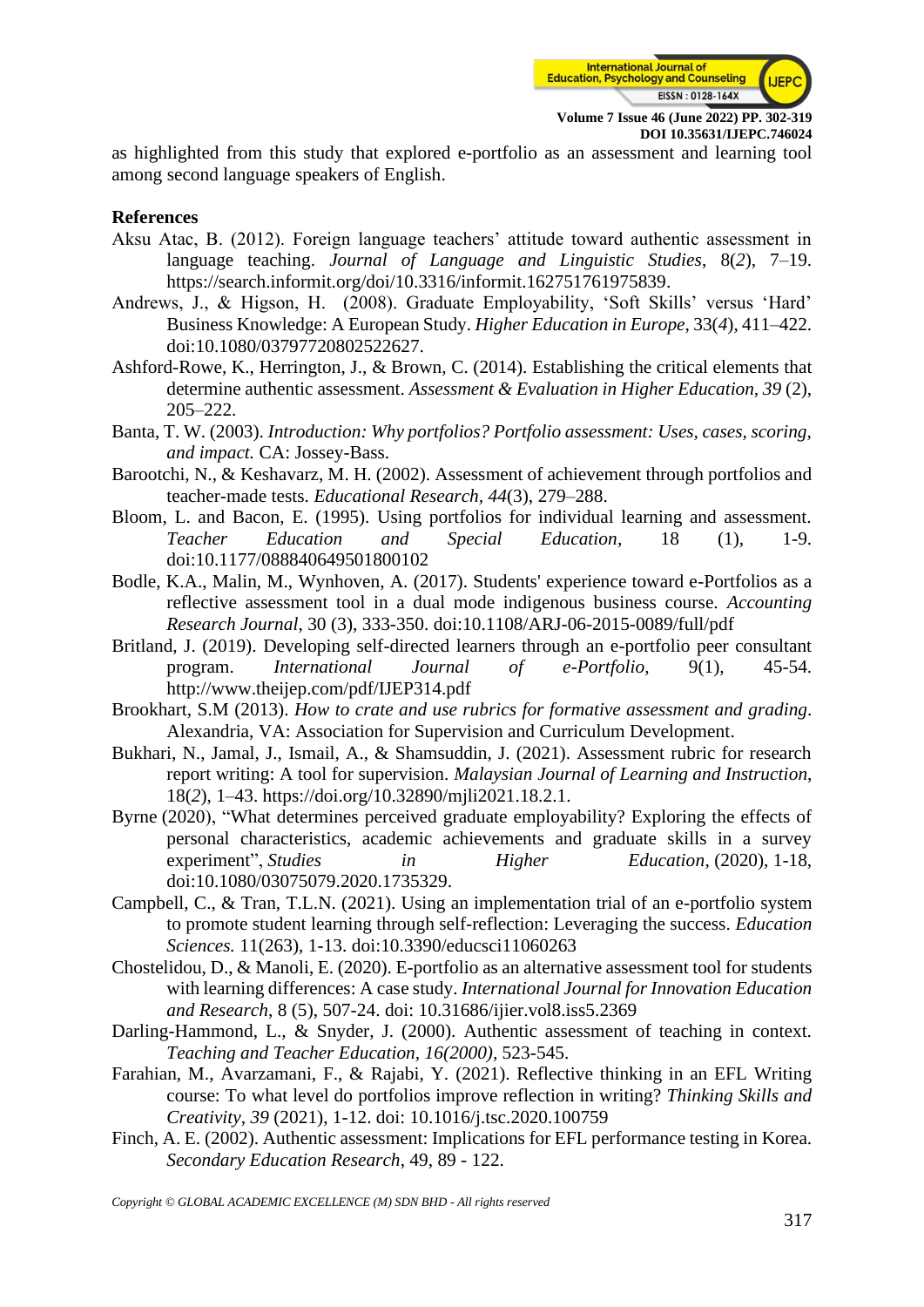as highlighted from this study that explored e-portfolio as an assessment and learning tool among second language speakers of English.

**References**

Aksu Atac, B. (2012). Foreign language teachers' attitude toward authentic assessment in language teaching. *Journal of Language and Linguistic Studies*, 8(*2*), 7–19. https://search.informit.org/doi/10.3316/informit.162751761975839.

Andrews, J., & Higson, H. (2008). Graduate Employability, 'Soft Skills' versus 'Hard' Business Knowledge: A European Study. *Higher Education in Europe*, 33(*4*), 411–422. doi:10.1080/03797720802522627.

Ashford-Rowe, K., Herrington, J., & Brown, C. (2014). Establishing the critical elements that determine authentic assessment. *Assessment & Evaluation in Higher Education, 39* (2), 205–222.

Banta, T. W. (2003). *Introduction: Why portfolios? Portfolio assessment: Uses, cases, scoring, and impact.* CA: Jossey-Bass.

Barootchi, N., & Keshavarz, M. H. (2002). Assessment of achievement through portfolios and teacher-made tests. *Educational Research, 44*(3), 279–288.

Bloom, L. and Bacon, E. (1995). Using portfolios for individual learning and assessment. *Teacher Education and Special Education*, 18 (1), 1-9. doi:10.1177/088840649501800102

Bodle, K.A., Malin, M., Wynhoven, A. (2017). Students' experience toward e-Portfolios as a reflective assessment tool in a dual mode indigenous business course. *Accounting Research Journal*, 30 (3), 333-350. doi:10.1108/ARJ-06-2015-0089/full/pdf

Britland, J. (2019). Developing self-directed learners through an e-portfolio peer consultant program. *International Journal of e-Portfolio*, 9(1), 45-54. http://www.theijep.com/pdf/IJEP314.pdf

Brookhart, S.M (2013). *How to crate and use rubrics for formative assessment and grading*. Alexandria, VA: Association for Supervision and Curriculum Development.

Bukhari, N., Jamal, J., Ismail, A., & Shamsuddin, J. (2021). Assessment rubric for research report writing: A tool for supervision. *Malaysian Journal of Learning and Instruction*, 18(*2*), 1–43. https://doi.org/10.32890/mjli2021.18.2.1.

Byrne (2020), "What determines perceived graduate employability? Exploring the effects of personal characteristics, academic achievements and graduate skills in a survey experiment", *Studies in Higher Education*, (2020), 1-18, doi:10.1080/03075079.2020.1735329.

Campbell, C., & Tran, T.L.N. (2021). Using an implementation trial of an e-portfolio system to promote student learning through self-reflection: Leveraging the success. *Education Sciences.* 11(263), 1-13. doi:10.3390/educsci11060263

Chostelidou, D., & Manoli, E. (2020). E-portfolio as an alternative assessment tool for students with learning differences: A case study. *International Journal for Innovation Education and Research*, 8 (5), 507-24. doi: 10.31686/ijier.vol8.iss5.2369

Darling-Hammond, L., & Snyder, J. (2000). Authentic assessment of teaching in context. *Teaching and Teacher Education, 16(2000)*, 523-545.

Farahian, M., Avarzamani, F., & Rajabi, Y. (2021). Reflective thinking in an EFL Writing course: To what level do portfolios improve reflection in writing? *Thinking Skills and Creativity, 39* (2021), 1-12. doi: 10.1016/j.tsc.2020.100759

Finch, A. E. (2002). Authentic assessment: Implications for EFL performance testing in Korea. *Secondary Education Research*, 49, 89 - 122.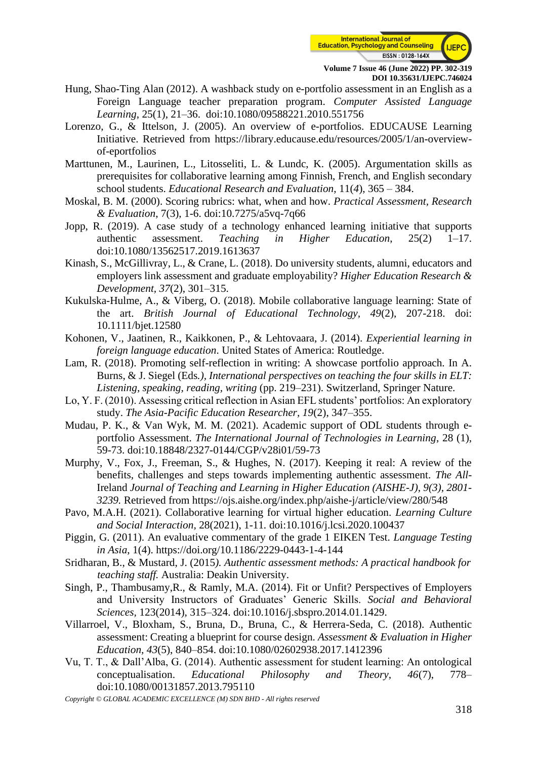Hung, Shao-Ting Alan (2012). A washback study on e-portfolio assessment in an English as a Foreign Language teacher preparation program. *Computer Assisted Language Learning*, 25(1), 21–36. doi:10.1080/09588221.2010.551756

Lorenzo, G., & Ittelson, J. (2005). An overview of e-portfolios. EDUCAUSE Learning Initiative. Retrieved from https://library.educause.edu/resources/2005/1/an-overview-of-eportfolios

Marttunen, M., Laurinen, L., Litosseliti, L. & Lundc, K. (2005). Argumentation skills as prerequisites for collaborative learning among Finnish, French, and English secondary school students. *Educational Research and Evaluation*, 11(*4*), 365 – 384.

Moskal, B. M. (2000). Scoring rubrics: what, when and how. *Practical Assessment, Research & Evaluation*, 7(3), 1-6. doi:10.7275/a5vq-7q66

Jopp, R. (2019). A case study of a technology enhanced learning initiative that supports authentic assessment. *Teaching in Higher Education*, 25(2) 1–17. doi:10.1080/13562517.2019.1613637

Kinash, S., McGillivray, L., & Crane, L. (2018). Do university students, alumni, educators and employers link assessment and graduate employability? *Higher Education Research & Development*, *37*(2), 301–315.

Kukulska-Hulme, A., & Viberg, O. (2018). Mobile collaborative language learning: State of the art. *British Journal of Educational Technology*, *49*(2), 207-218. doi: 10.1111/bjet.12580

Kohonen, V., Jaatinen, R., Kaikkonen, P., & Lehtovaara, J. (2014). *Experiential learning in foreign language education*. United States of America: Routledge.

Lam, R. (2018). Promoting self-reflection in writing: A showcase portfolio approach. In A. Burns, & J. Siegel (Eds*.), International perspectives on teaching the four skills in ELT: Listening, speaking, reading, writing* (pp. 219–231). Switzerland, Springer Nature.

Lo, Y. F. (2010). Assessing critical reflection in Asian EFL students' portfolios: An exploratory study. *The Asia-Pacific Education Researcher, 19*(2), 347–355.

Mudau, P. K., & Van Wyk, M. M. (2021). Academic support of ODL students through e-portfolio Assessment. *The International Journal of Technologies in Learning*, 28 (1), 59-73. doi:10.18848/2327-0144/CGP/v28i01/59-73

Murphy, V., Fox, J., Freeman, S., & Hughes, N. (2017). Keeping it real: A review of the benefits, challenges and steps towards implementing authentic assessment. *The All-*Ireland *Journal of Teaching and Learning in Higher Education (AISHE-J), 9(3), 2801-3239.* Retrieved from https://ojs.aishe.org/index.php/aishe-j/article/view/280/548

Pavo, M.A.H. (2021). Collaborative learning for virtual higher education. *Learning Culture and Social Interaction*, 28(2021), 1-11. doi:10.1016/j.lcsi.2020.100437

Piggin, G. (2011). An evaluative commentary of the grade 1 EIKEN Test. *Language Testing in Asia*, 1(4). https://doi.org/10.1186/2229-0443-1-4-144

Sridharan, B., & Mustard, J. (2015*). Authentic assessment methods: A practical handbook for teaching staff.* Australia: Deakin University.

Singh, P., Thambusamy,R., & Ramly, M.A. (2014). Fit or Unfit? Perspectives of Employers and University Instructors of Graduates' Generic Skills. *Social and Behavioral Sciences,* 123(2014), 315–324. doi:10.1016/j.sbspro.2014.01.1429.

Villarroel, V., Bloxham, S., Bruna, D., Bruna, C., & Herrera-Seda, C. (2018). Authentic assessment: Creating a blueprint for course design. *Assessment & Evaluation in Higher Education*, *43*(5), 840–854. doi:10.1080/02602938.2017.1412396

Vu, T. T., & Dall'Alba, G. (2014). Authentic assessment for student learning: An ontological conceptualisation. *Educational Philosophy and Theory*, *46*(7), 778–doi:10.1080/00131857.2013.795110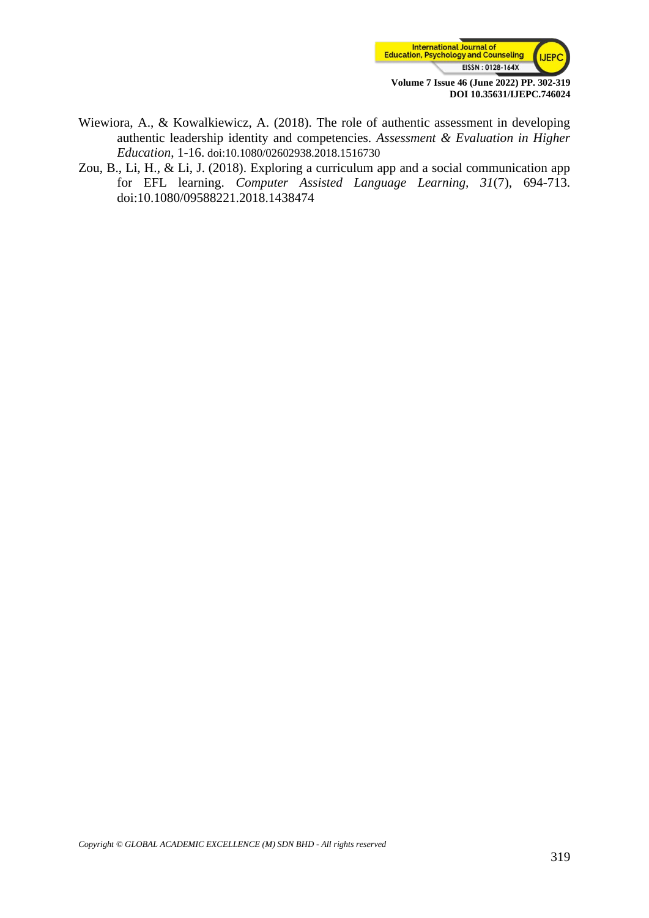Wiewiora, A., & Kowalkiewicz, A. (2018). The role of authentic assessment in developing authentic leadership identity and competencies. *Assessment & Evaluation in Higher Education*, 1-16. doi:10.1080/02602938.2018.1516730

Zou, B., Li, H., & Li, J. (2018). Exploring a curriculum app and a social communication app for EFL learning. *Computer Assisted Language Learning, 31*(7), 694-713. doi:10.1080/09588221.2018.1438474